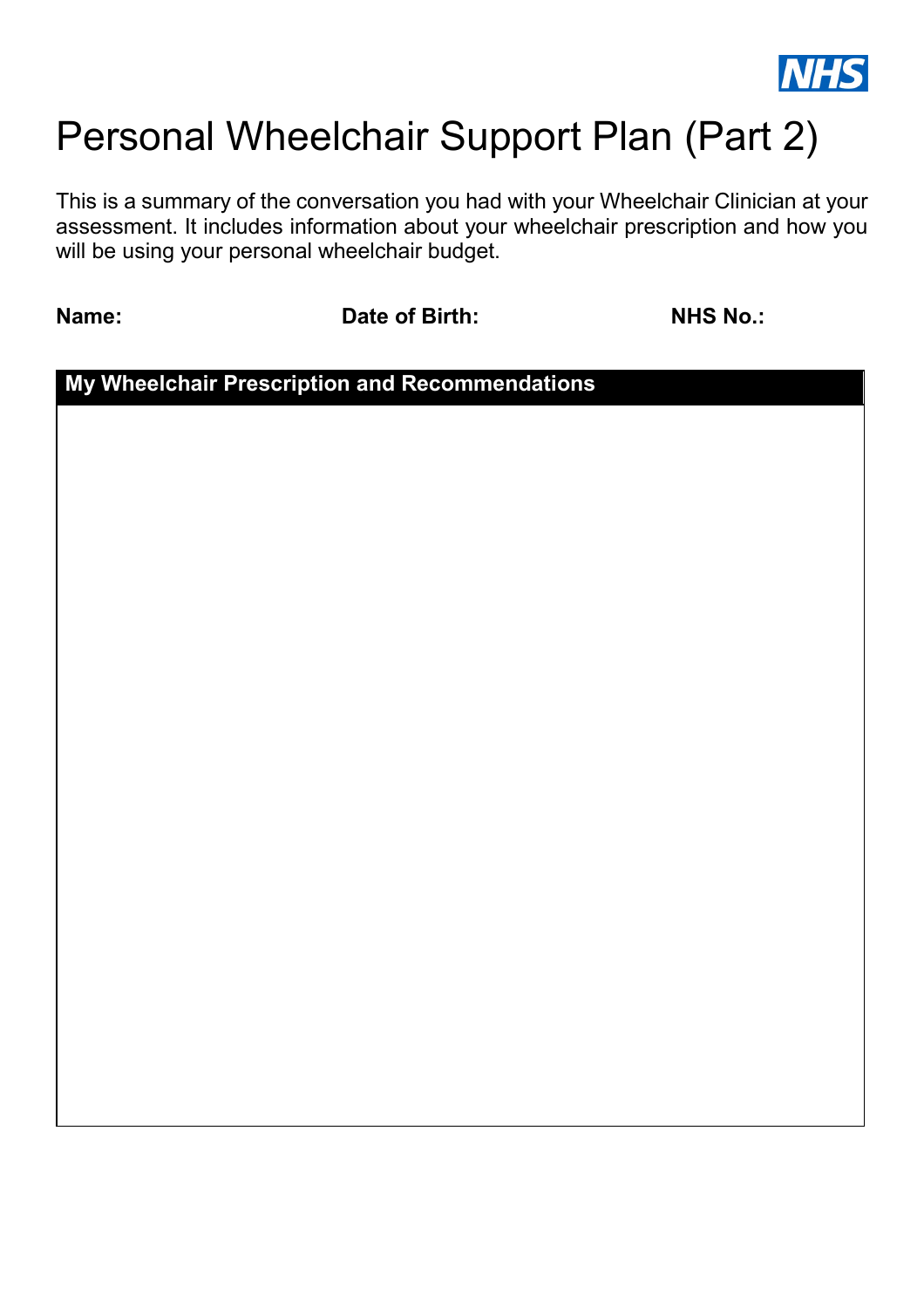NHS

# Personal Wheelchair Support Plan (Part 2)

This is a summary of the conversation you had with your Wheelchair Clinician at your assessment. It includes information about your wheelchair prescription and how you will be using your personal wheelchair budget.

**Name:** **Date of Birth:** **NHS No.:**

| My Wheelchair Prescription and Recommendations |
| --- |
| |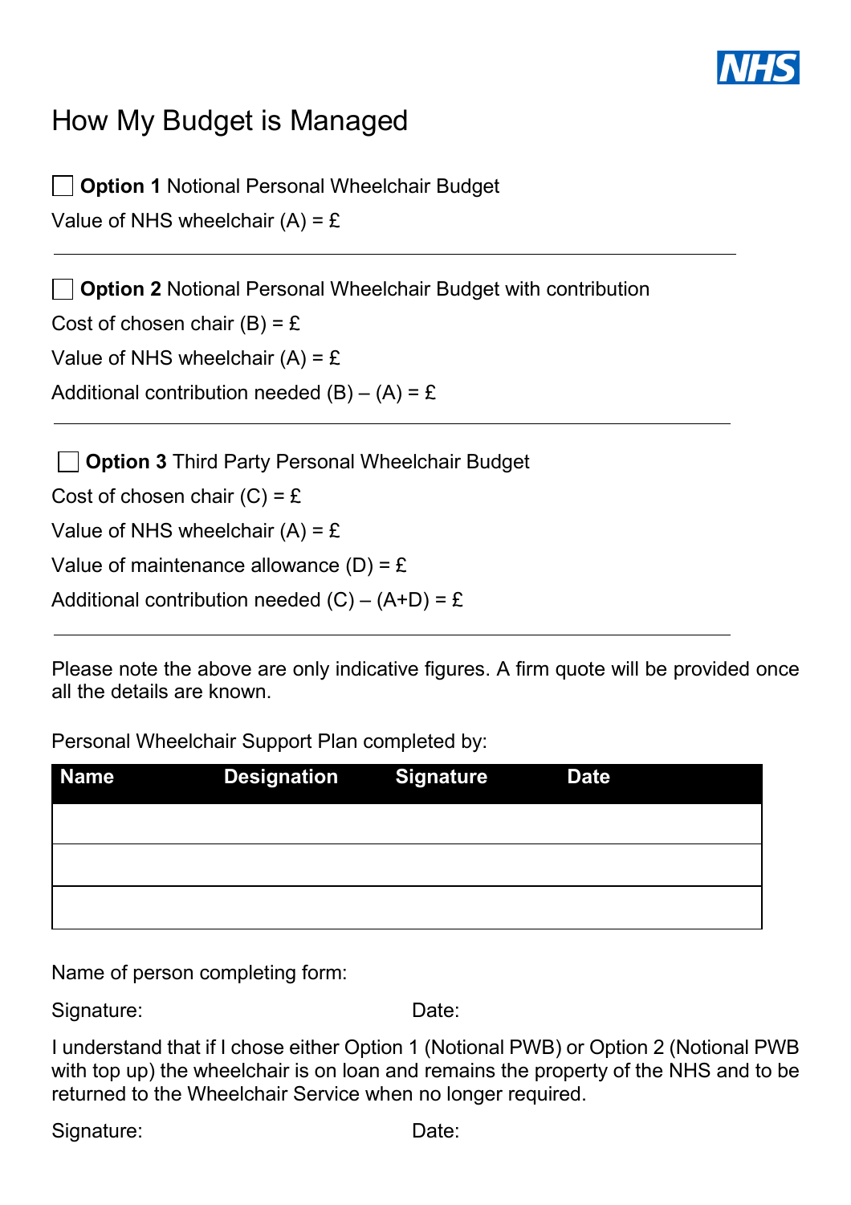# How My Budget is Managed

☐ **Option 1** Notional Personal Wheelchair Budget

Value of NHS wheelchair (A) = £

---

☐ **Option 2** Notional Personal Wheelchair Budget with contribution

Cost of chosen chair (B) = £

Value of NHS wheelchair (A) = £

Additional contribution needed (B) – (A) = £

---

☐ **Option 3** Third Party Personal Wheelchair Budget

Cost of chosen chair (C) = £

Value of NHS wheelchair (A) = £

Value of maintenance allowance (D) = £

Additional contribution needed (C) – (A+D) = £

---

Please note the above are only indicative figures. A firm quote will be provided once all the details are known.

Personal Wheelchair Support Plan completed by:

| Name | Designation | Signature | Date |
| --- | --- | --- | --- |
| | | | |
| | | | |
| | | | |

Name of person completing form:

Signature: Date:

I understand that if I chose either Option 1 (Notional PWB) or Option 2 (Notional PWB with top up) the wheelchair is on loan and remains the property of the NHS and to be returned to the Wheelchair Service when no longer required.

Signature: Date: